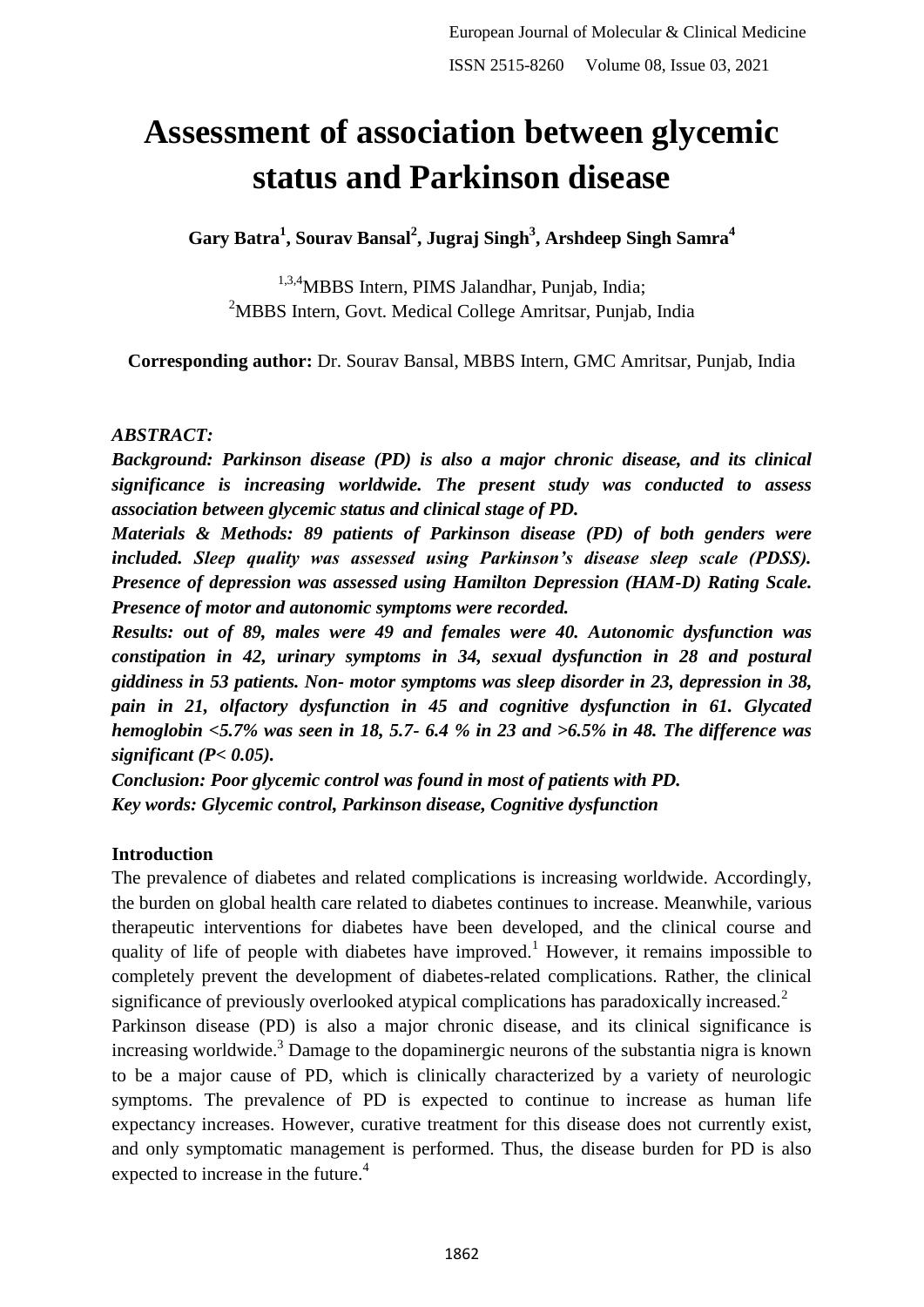# Assessment of association between glycemic status and Parkinson disease

**Gary Batra[1], Sourav Bansal[2], Jugraj Singh[3], Arshdeep Singh Samra[4]**

[1,3,4]MBBS Intern, PIMS Jalandhar, Punjab, India;
[2]MBBS Intern, Govt. Medical College Amritsar, Punjab, India

**Corresponding author:** Dr. Sourav Bansal, MBBS Intern, GMC Amritsar, Punjab, India

***ABSTRACT:***

***Background: Parkinson disease (PD) is also a major chronic disease, and its clinical significance is increasing worldwide. The present study was conducted to assess association between glycemic status and clinical stage of PD.***

***Materials & Methods: 89 patients of Parkinson disease (PD) of both genders were included. Sleep quality was assessed using Parkinson's disease sleep scale (PDSS). Presence of depression was assessed using Hamilton Depression (HAM-D) Rating Scale. Presence of motor and autonomic symptoms were recorded.***

***Results: out of 89, males were 49 and females were 40. Autonomic dysfunction was constipation in 42, urinary symptoms in 34, sexual dysfunction in 28 and postural giddiness in 53 patients. Non- motor symptoms was sleep disorder in 23, depression in 38, pain in 21, olfactory dysfunction in 45 and cognitive dysfunction in 61. Glycated hemoglobin <5.7% was seen in 18, 5.7- 6.4 % in 23 and >6.5% in 48. The difference was significant (P< 0.05).***

***Conclusion: Poor glycemic control was found in most of patients with PD.***

***Key words: Glycemic control, Parkinson disease, Cognitive dysfunction***

## Introduction

The prevalence of diabetes and related complications is increasing worldwide. Accordingly, the burden on global health care related to diabetes continues to increase. Meanwhile, various therapeutic interventions for diabetes have been developed, and the clinical course and quality of life of people with diabetes have improved.[1] However, it remains impossible to completely prevent the development of diabetes-related complications. Rather, the clinical significance of previously overlooked atypical complications has paradoxically increased.[2]

Parkinson disease (PD) is also a major chronic disease, and its clinical significance is increasing worldwide.[3] Damage to the dopaminergic neurons of the substantia nigra is known to be a major cause of PD, which is clinically characterized by a variety of neurologic symptoms. The prevalence of PD is expected to continue to increase as human life expectancy increases. However, curative treatment for this disease does not currently exist, and only symptomatic management is performed. Thus, the disease burden for PD is also expected to increase in the future.[4]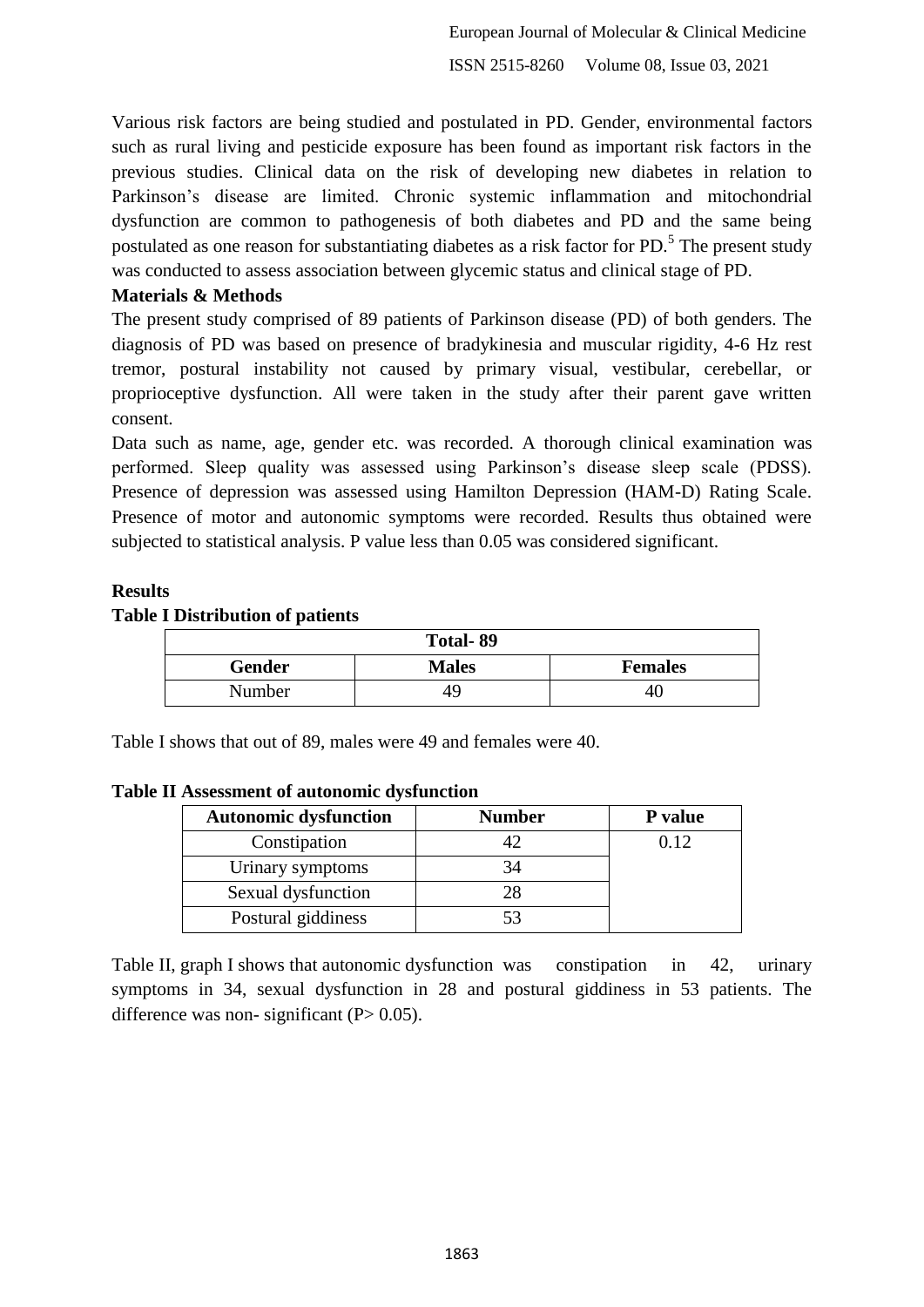Various risk factors are being studied and postulated in PD. Gender, environmental factors such as rural living and pesticide exposure has been found as important risk factors in the previous studies. Clinical data on the risk of developing new diabetes in relation to Parkinson's disease are limited. Chronic systemic inflammation and mitochondrial dysfunction are common to pathogenesis of both diabetes and PD and the same being postulated as one reason for substantiating diabetes as a risk factor for PD.[5] The present study was conducted to assess association between glycemic status and clinical stage of PD.

**Materials & Methods**

The present study comprised of 89 patients of Parkinson disease (PD) of both genders. The diagnosis of PD was based on presence of bradykinesia and muscular rigidity, 4-6 Hz rest tremor, postural instability not caused by primary visual, vestibular, cerebellar, or proprioceptive dysfunction. All were taken in the study after their parent gave written consent.

Data such as name, age, gender etc. was recorded. A thorough clinical examination was performed. Sleep quality was assessed using Parkinson's disease sleep scale (PDSS). Presence of depression was assessed using Hamilton Depression (HAM-D) Rating Scale. Presence of motor and autonomic symptoms were recorded. Results thus obtained were subjected to statistical analysis. P value less than 0.05 was considered significant.

**Results**

**Table I Distribution of patients**

| Total- 89 | | |
|---|---|---|
| **Gender** | **Males** | **Females** |
| Number | 49 | 40 |

Table I shows that out of 89, males were 49 and females were 40.

**Table II Assessment of autonomic dysfunction**

| Autonomic dysfunction | Number | P value |
|---|---|---|
| Constipation | 42 | 0.12 |
| Urinary symptoms | 34 | |
| Sexual dysfunction | 28 | |
| Postural giddiness | 53 | |

Table II, graph I shows that autonomic dysfunction was constipation in 42, urinary symptoms in 34, sexual dysfunction in 28 and postural giddiness in 53 patients. The difference was non- significant (P> 0.05).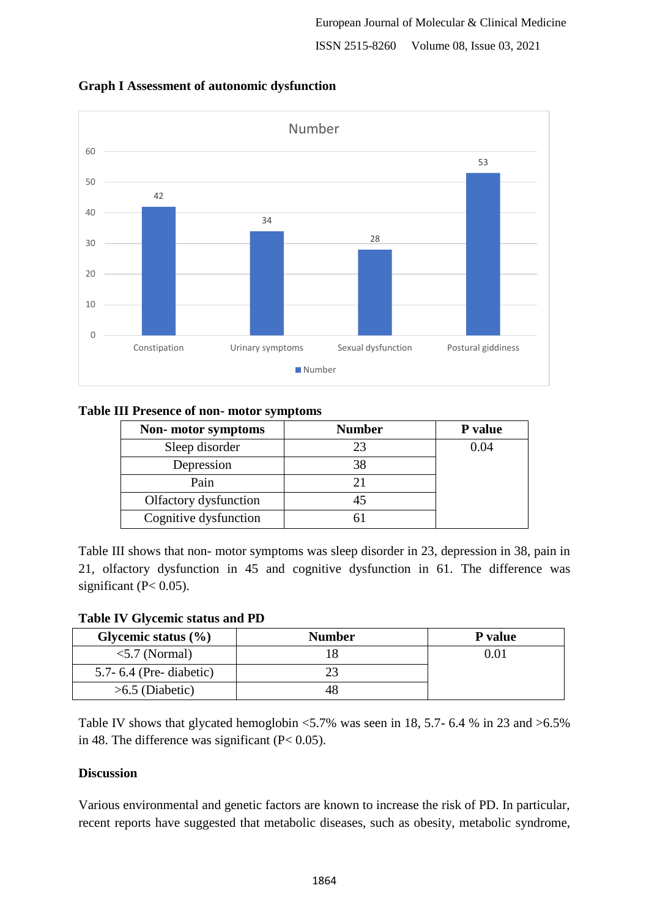**Graph I Assessment of autonomic dysfunction**

**Table III Presence of non- motor symptoms**

| Non- motor symptoms | Number | P value |
|---|---|---|
| Sleep disorder | 23 | 0.04 |
| Depression | 38 | |
| Pain | 21 | |
| Olfactory dysfunction | 45 | |
| Cognitive dysfunction | 61 | |

Table III shows that non- motor symptoms was sleep disorder in 23, depression in 38, pain in 21, olfactory dysfunction in 45 and cognitive dysfunction in 61. The difference was significant (P< 0.05).

**Table IV Glycemic status and PD**

| Glycemic status (%) | Number | P value |
|---|---|---|
| <5.7 (Normal) | 18 | 0.01 |
| 5.7- 6.4 (Pre- diabetic) | 23 | |
| >6.5 (Diabetic) | 48 | |

Table IV shows that glycated hemoglobin <5.7% was seen in 18, 5.7- 6.4 % in 23 and >6.5% in 48. The difference was significant (P< 0.05).

## Discussion

Various environmental and genetic factors are known to increase the risk of PD. In particular, recent reports have suggested that metabolic diseases, such as obesity, metabolic syndrome,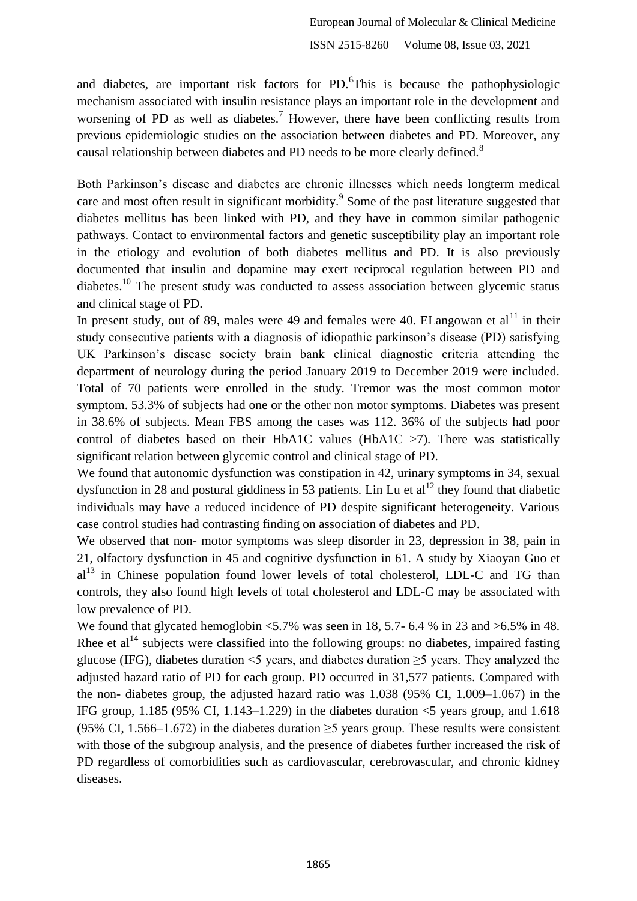and diabetes, are important risk factors for PD.[6]This is because the pathophysiologic mechanism associated with insulin resistance plays an important role in the development and worsening of PD as well as diabetes.[7] However, there have been conflicting results from previous epidemiologic studies on the association between diabetes and PD. Moreover, any causal relationship between diabetes and PD needs to be more clearly defined.[8]

Both Parkinson's disease and diabetes are chronic illnesses which needs longterm medical care and most often result in significant morbidity.[9] Some of the past literature suggested that diabetes mellitus has been linked with PD, and they have in common similar pathogenic pathways. Contact to environmental factors and genetic susceptibility play an important role in the etiology and evolution of both diabetes mellitus and PD. It is also previously documented that insulin and dopamine may exert reciprocal regulation between PD and diabetes.[10] The present study was conducted to assess association between glycemic status and clinical stage of PD.

In present study, out of 89, males were 49 and females were 40. ELangowan et al[11] in their study consecutive patients with a diagnosis of idiopathic parkinson's disease (PD) satisfying UK Parkinson's disease society brain bank clinical diagnostic criteria attending the department of neurology during the period January 2019 to December 2019 were included. Total of 70 patients were enrolled in the study. Tremor was the most common motor symptom. 53.3% of subjects had one or the other non motor symptoms. Diabetes was present in 38.6% of subjects. Mean FBS among the cases was 112. 36% of the subjects had poor control of diabetes based on their HbA1C values (HbA1C >7). There was statistically significant relation between glycemic control and clinical stage of PD.

We found that autonomic dysfunction was constipation in 42, urinary symptoms in 34, sexual dysfunction in 28 and postural giddiness in 53 patients. Lin Lu et al[12] they found that diabetic individuals may have a reduced incidence of PD despite significant heterogeneity. Various case control studies had contrasting finding on association of diabetes and PD.

We observed that non- motor symptoms was sleep disorder in 23, depression in 38, pain in 21, olfactory dysfunction in 45 and cognitive dysfunction in 61. A study by Xiaoyan Guo et al[13] in Chinese population found lower levels of total cholesterol, LDL-C and TG than controls, they also found high levels of total cholesterol and LDL-C may be associated with low prevalence of PD.

We found that glycated hemoglobin <5.7% was seen in 18, 5.7- 6.4 % in 23 and >6.5% in 48. Rhee et al[14] subjects were classified into the following groups: no diabetes, impaired fasting glucose (IFG), diabetes duration <5 years, and diabetes duration ≥5 years. They analyzed the adjusted hazard ratio of PD for each group. PD occurred in 31,577 patients. Compared with the non- diabetes group, the adjusted hazard ratio was 1.038 (95% CI, 1.009–1.067) in the IFG group, 1.185 (95% CI, 1.143–1.229) in the diabetes duration <5 years group, and 1.618 (95% CI, 1.566–1.672) in the diabetes duration ≥5 years group. These results were consistent with those of the subgroup analysis, and the presence of diabetes further increased the risk of PD regardless of comorbidities such as cardiovascular, cerebrovascular, and chronic kidney diseases.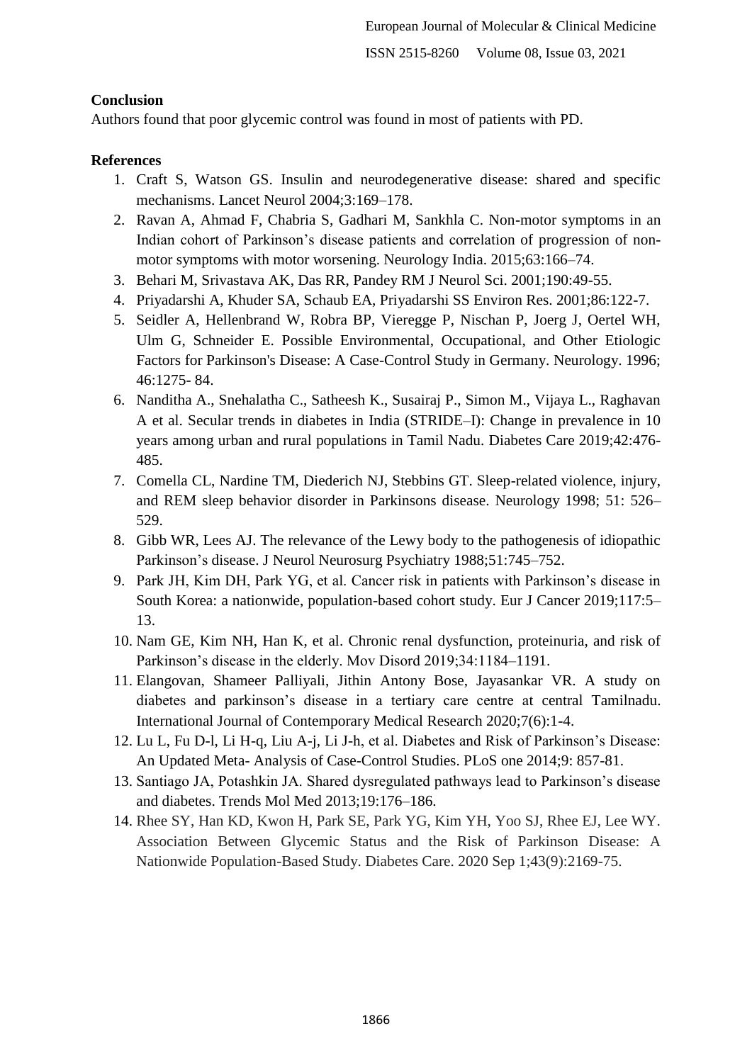## Conclusion

Authors found that poor glycemic control was found in most of patients with PD.

## References

1. Craft S, Watson GS. Insulin and neurodegenerative disease: shared and specific mechanisms. Lancet Neurol 2004;3:169–178.
2. Ravan A, Ahmad F, Chabria S, Gadhari M, Sankhla C. Non-motor symptoms in an Indian cohort of Parkinson's disease patients and correlation of progression of non-motor symptoms with motor worsening. Neurology India. 2015;63:166–74.
3. Behari M, Srivastava AK, Das RR, Pandey RM J Neurol Sci. 2001;190:49-55.
4. Priyadarshi A, Khuder SA, Schaub EA, Priyadarshi SS Environ Res. 2001;86:122-7.
5. Seidler A, Hellenbrand W, Robra BP, Vieregge P, Nischan P, Joerg J, Oertel WH, Ulm G, Schneider E. Possible Environmental, Occupational, and Other Etiologic Factors for Parkinson's Disease: A Case-Control Study in Germany. Neurology. 1996; 46:1275- 84.
6. Nanditha A., Snehalatha C., Satheesh K., Susairaj P., Simon M., Vijaya L., Raghavan A et al. Secular trends in diabetes in India (STRIDE–I): Change in prevalence in 10 years among urban and rural populations in Tamil Nadu. Diabetes Care 2019;42:476-485.
7. Comella CL, Nardine TM, Diederich NJ, Stebbins GT. Sleep-related violence, injury, and REM sleep behavior disorder in Parkinsons disease. Neurology 1998; 51: 526–529.
8. Gibb WR, Lees AJ. The relevance of the Lewy body to the pathogenesis of idiopathic Parkinson's disease. J Neurol Neurosurg Psychiatry 1988;51:745–752.
9. Park JH, Kim DH, Park YG, et al. Cancer risk in patients with Parkinson's disease in South Korea: a nationwide, population-based cohort study. Eur J Cancer 2019;117:5–13.
10. Nam GE, Kim NH, Han K, et al. Chronic renal dysfunction, proteinuria, and risk of Parkinson's disease in the elderly. Mov Disord 2019;34:1184–1191.
11. Elangovan, Shameer Palliyali, Jithin Antony Bose, Jayasankar VR. A study on diabetes and parkinson's disease in a tertiary care centre at central Tamilnadu. International Journal of Contemporary Medical Research 2020;7(6):1-4.
12. Lu L, Fu D-l, Li H-q, Liu A-j, Li J-h, et al. Diabetes and Risk of Parkinson's Disease: An Updated Meta- Analysis of Case-Control Studies. PLoS one 2014;9: 857-81.
13. Santiago JA, Potashkin JA. Shared dysregulated pathways lead to Parkinson's disease and diabetes. Trends Mol Med 2013;19:176–186.
14. Rhee SY, Han KD, Kwon H, Park SE, Park YG, Kim YH, Yoo SJ, Rhee EJ, Lee WY. Association Between Glycemic Status and the Risk of Parkinson Disease: A Nationwide Population-Based Study. Diabetes Care. 2020 Sep 1;43(9):2169-75.